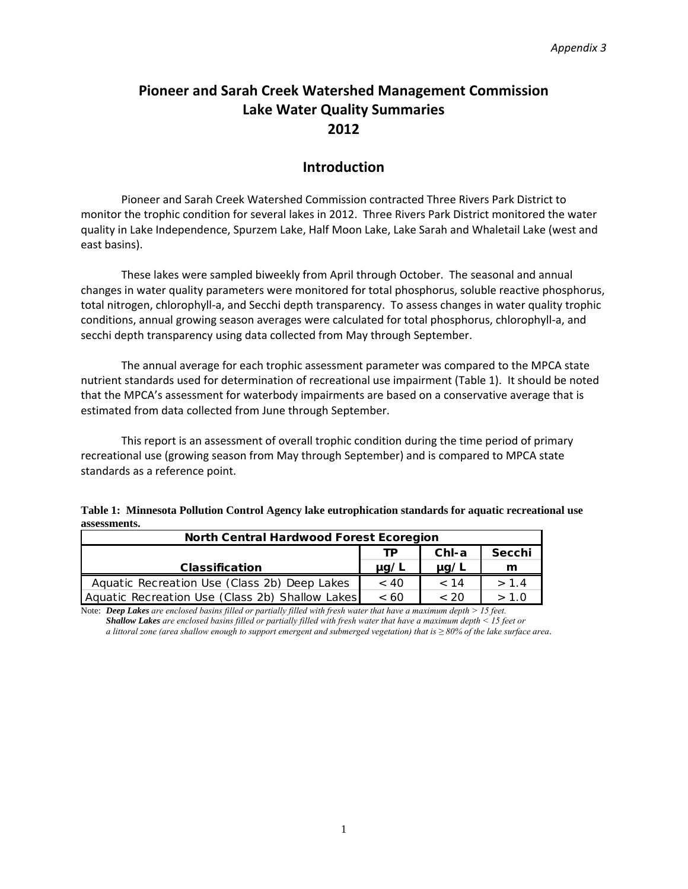# Pioneer and Sarah Creek Watershed Management Commission
# Lake Water Quality Summaries
# 2012

## Introduction

Pioneer and Sarah Creek Watershed Commission contracted Three Rivers Park District to monitor the trophic condition for several lakes in 2012. Three Rivers Park District monitored the water quality in Lake Independence, Spurzem Lake, Half Moon Lake, Lake Sarah and Whaletail Lake (west and east basins).

These lakes were sampled biweekly from April through October. The seasonal and annual changes in water quality parameters were monitored for total phosphorus, soluble reactive phosphorus, total nitrogen, chlorophyll-a, and Secchi depth transparency. To assess changes in water quality trophic conditions, annual growing season averages were calculated for total phosphorus, chlorophyll-a, and secchi depth transparency using data collected from May through September.

The annual average for each trophic assessment parameter was compared to the MPCA state nutrient standards used for determination of recreational use impairment (Table 1). It should be noted that the MPCA's assessment for waterbody impairments are based on a conservative average that is estimated from data collected from June through September.

This report is an assessment of overall trophic condition during the time period of primary recreational use (growing season from May through September) and is compared to MPCA state standards as a reference point.

**Table 1: Minnesota Pollution Control Agency lake eutrophication standards for aquatic recreational use assessments.**

| North Central Hardwood Forest Ecoregion | | | |
|---|---|---|---|
| | TP | Chl-a | Secchi |
| Classification | µg/L | µg/L | m |
| Aquatic Recreation Use (Class 2b) Deep Lakes | < 40 | < 14 | > 1.4 |
| Aquatic Recreation Use (Class 2b) Shallow Lakes | < 60 | < 20 | > 1.0 |

Note: ***Deep Lakes*** *are enclosed basins filled or partially filled with fresh water that have a maximum depth > 15 feet.*
***Shallow Lakes*** *are enclosed basins filled or partially filled with fresh water that have a maximum depth < 15 feet or a littoral zone (area shallow enough to support emergent and submerged vegetation) that is ≥ 80% of the lake surface area.*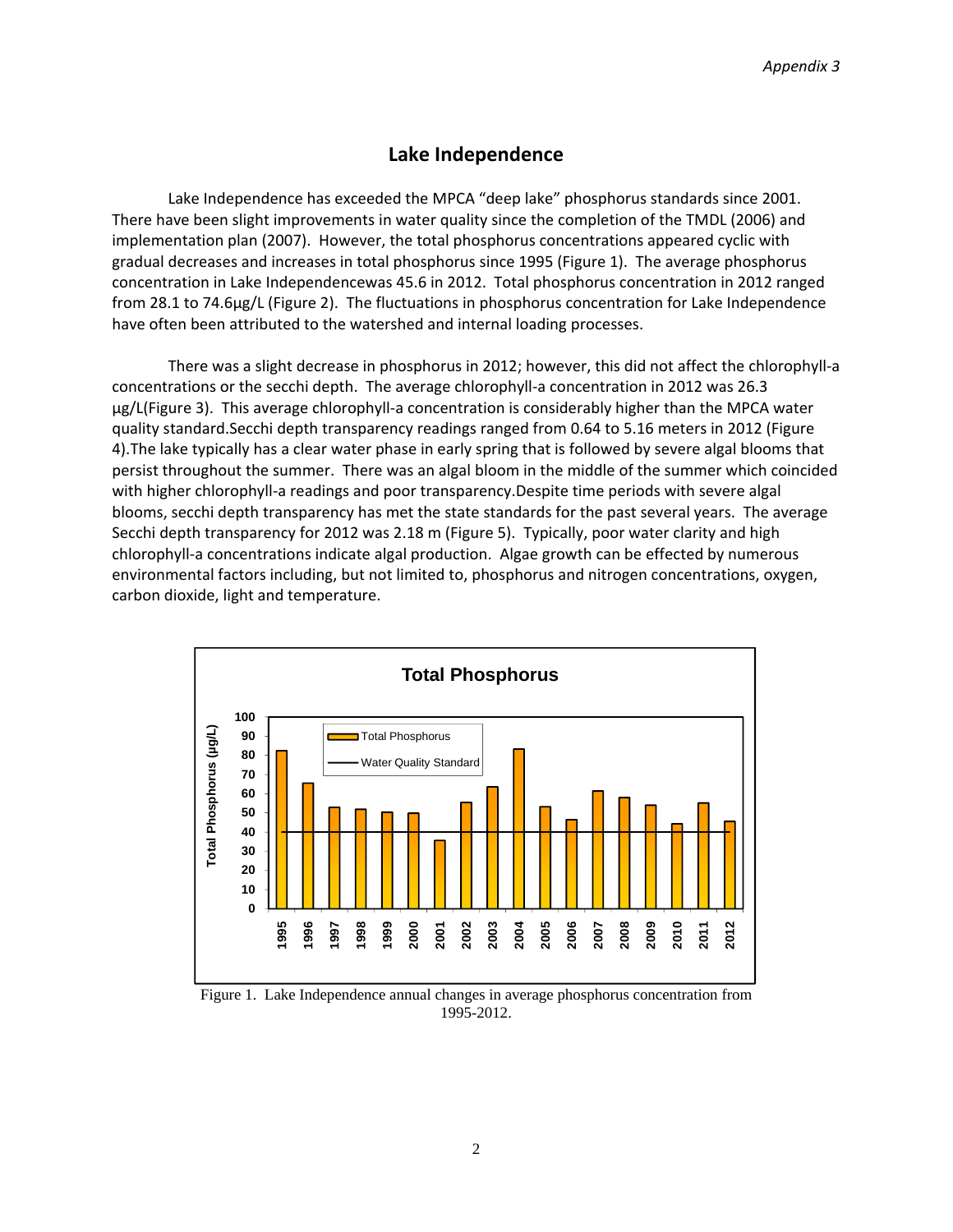# Lake Independence

Lake Independence has exceeded the MPCA "deep lake" phosphorus standards since 2001. There have been slight improvements in water quality since the completion of the TMDL (2006) and implementation plan (2007). However, the total phosphorus concentrations appeared cyclic with gradual decreases and increases in total phosphorus since 1995 (Figure 1). The average phosphorus concentration in Lake Independencewas 45.6 in 2012. Total phosphorus concentration in 2012 ranged from 28.1 to 74.6µg/L (Figure 2). The fluctuations in phosphorus concentration for Lake Independence have often been attributed to the watershed and internal loading processes.

There was a slight decrease in phosphorus in 2012; however, this did not affect the chlorophyll-a concentrations or the secchi depth. The average chlorophyll-a concentration in 2012 was 26.3 µg/L(Figure 3). This average chlorophyll-a concentration is considerably higher than the MPCA water quality standard.Secchi depth transparency readings ranged from 0.64 to 5.16 meters in 2012 (Figure 4).The lake typically has a clear water phase in early spring that is followed by severe algal blooms that persist throughout the summer. There was an algal bloom in the middle of the summer which coincided with higher chlorophyll-a readings and poor transparency.Despite time periods with severe algal blooms, secchi depth transparency has met the state standards for the past several years. The average Secchi depth transparency for 2012 was 2.18 m (Figure 5). Typically, poor water clarity and high chlorophyll-a concentrations indicate algal production. Algae growth can be effected by numerous environmental factors including, but not limited to, phosphorus and nitrogen concentrations, oxygen, carbon dioxide, light and temperature.

Figure 1. Lake Independence annual changes in average phosphorus concentration from 1995-2012.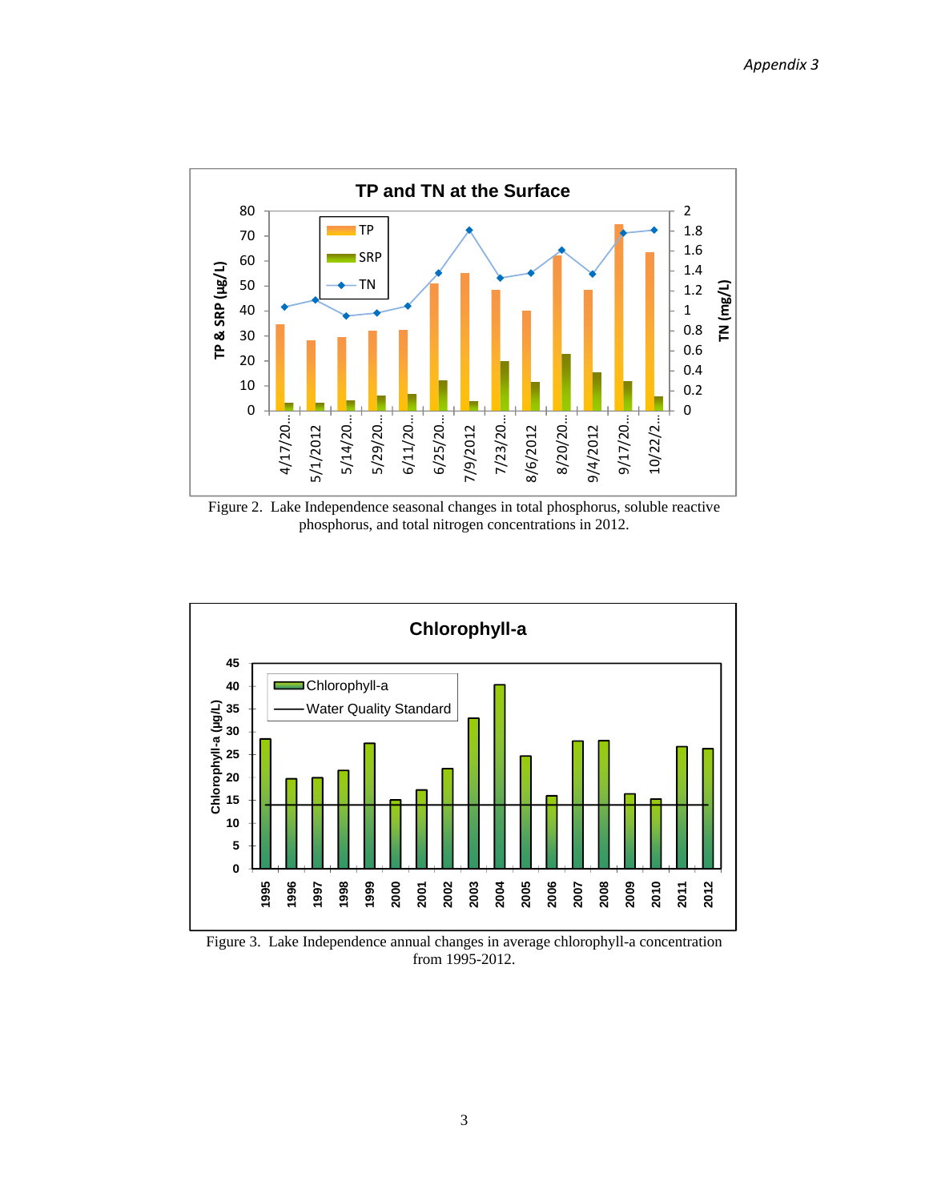Figure 2. Lake Independence seasonal changes in total phosphorus, soluble reactive phosphorus, and total nitrogen concentrations in 2012.

Figure 3. Lake Independence annual changes in average chlorophyll-a concentration from 1995-2012.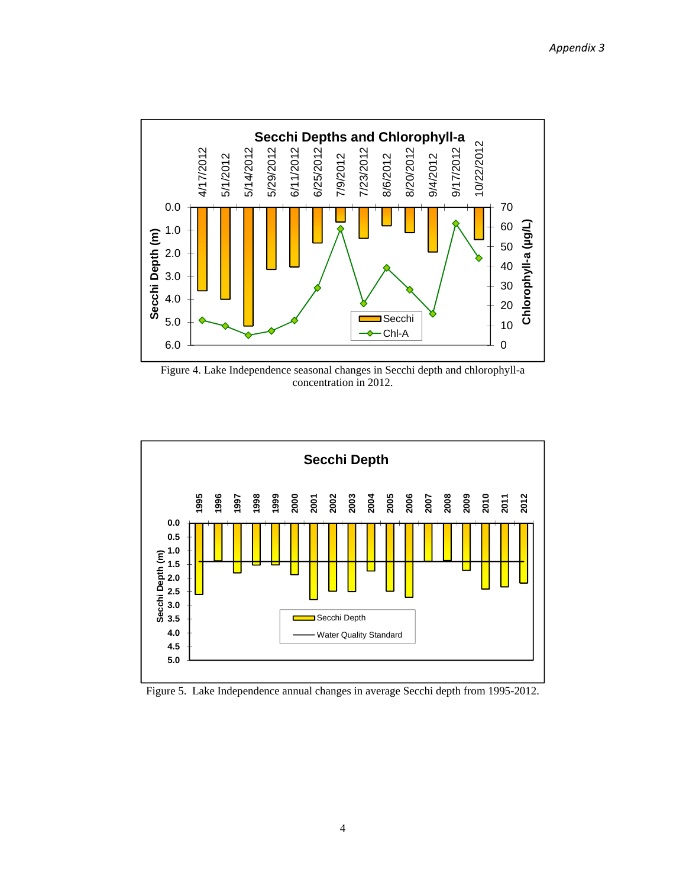Figure 4. Lake Independence seasonal changes in Secchi depth and chlorophyll-a concentration in 2012.

Figure 5. Lake Independence annual changes in average Secchi depth from 1995-2012.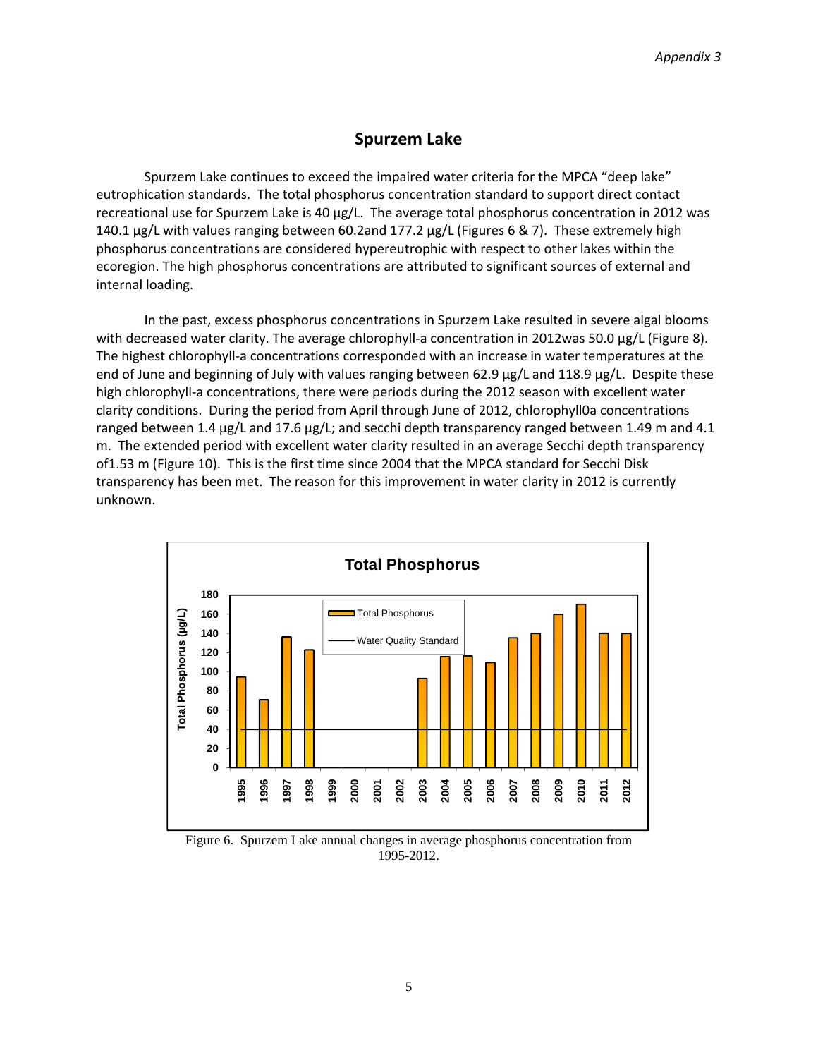## Spurzem Lake

Spurzem Lake continues to exceed the impaired water criteria for the MPCA "deep lake" eutrophication standards. The total phosphorus concentration standard to support direct contact recreational use for Spurzem Lake is 40 µg/L. The average total phosphorus concentration in 2012 was 140.1 µg/L with values ranging between 60.2and 177.2 µg/L (Figures 6 & 7). These extremely high phosphorus concentrations are considered hypereutrophic with respect to other lakes within the ecoregion. The high phosphorus concentrations are attributed to significant sources of external and internal loading.

In the past, excess phosphorus concentrations in Spurzem Lake resulted in severe algal blooms with decreased water clarity. The average chlorophyll-a concentration in 2012was 50.0 µg/L (Figure 8). The highest chlorophyll-a concentrations corresponded with an increase in water temperatures at the end of June and beginning of July with values ranging between 62.9 µg/L and 118.9 µg/L. Despite these high chlorophyll-a concentrations, there were periods during the 2012 season with excellent water clarity conditions. During the period from April through June of 2012, chlorophyll0a concentrations ranged between 1.4 µg/L and 17.6 µg/L; and secchi depth transparency ranged between 1.49 m and 4.1 m. The extended period with excellent water clarity resulted in an average Secchi depth transparency of1.53 m (Figure 10). This is the first time since 2004 that the MPCA standard for Secchi Disk transparency has been met. The reason for this improvement in water clarity in 2012 is currently unknown.

Figure 6. Spurzem Lake annual changes in average phosphorus concentration from 1995-2012.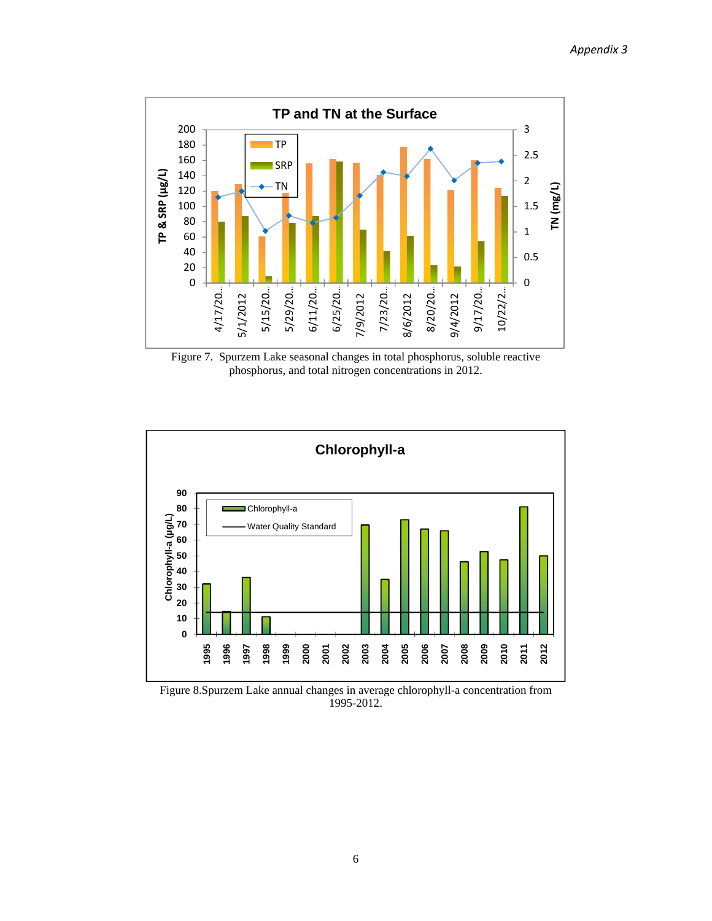Figure 7. Spurzem Lake seasonal changes in total phosphorus, soluble reactive phosphorus, and total nitrogen concentrations in 2012.

Figure 8.Spurzem Lake annual changes in average chlorophyll-a concentration from 1995-2012.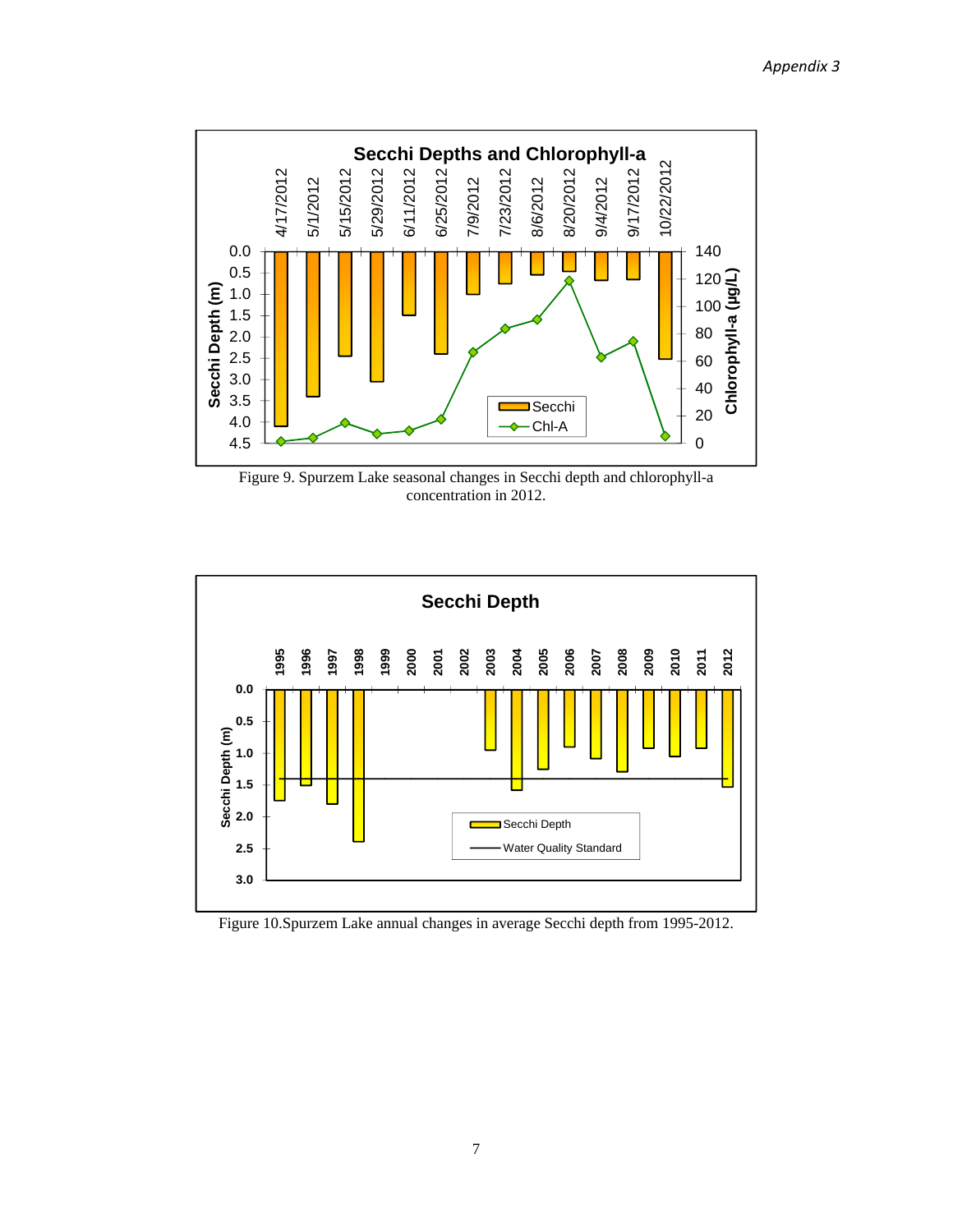Figure 9. Spurzem Lake seasonal changes in Secchi depth and chlorophyll-a concentration in 2012.

Figure 10.Spurzem Lake annual changes in average Secchi depth from 1995-2012.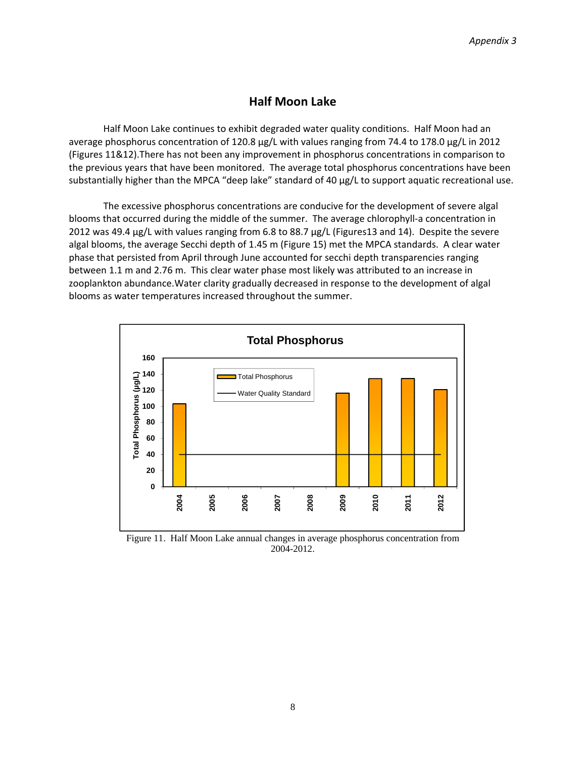## Half Moon Lake

Half Moon Lake continues to exhibit degraded water quality conditions. Half Moon had an average phosphorus concentration of 120.8 µg/L with values ranging from 74.4 to 178.0 µg/L in 2012 (Figures 11&12).There has not been any improvement in phosphorus concentrations in comparison to the previous years that have been monitored. The average total phosphorus concentrations have been substantially higher than the MPCA "deep lake" standard of 40 µg/L to support aquatic recreational use.

The excessive phosphorus concentrations are conducive for the development of severe algal blooms that occurred during the middle of the summer. The average chlorophyll-a concentration in 2012 was 49.4 µg/L with values ranging from 6.8 to 88.7 µg/L (Figures13 and 14). Despite the severe algal blooms, the average Secchi depth of 1.45 m (Figure 15) met the MPCA standards. A clear water phase that persisted from April through June accounted for secchi depth transparencies ranging between 1.1 m and 2.76 m. This clear water phase most likely was attributed to an increase in zooplankton abundance.Water clarity gradually decreased in response to the development of algal blooms as water temperatures increased throughout the summer.

Figure 11. Half Moon Lake annual changes in average phosphorus concentration from 2004-2012.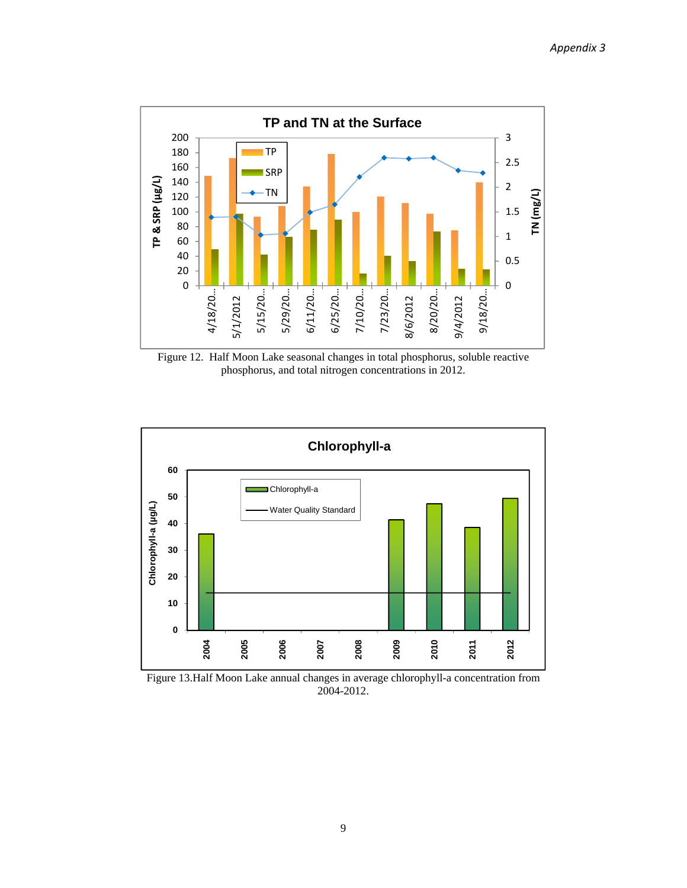Figure 12. Half Moon Lake seasonal changes in total phosphorus, soluble reactive phosphorus, and total nitrogen concentrations in 2012.

Figure 13.Half Moon Lake annual changes in average chlorophyll-a concentration from 2004-2012.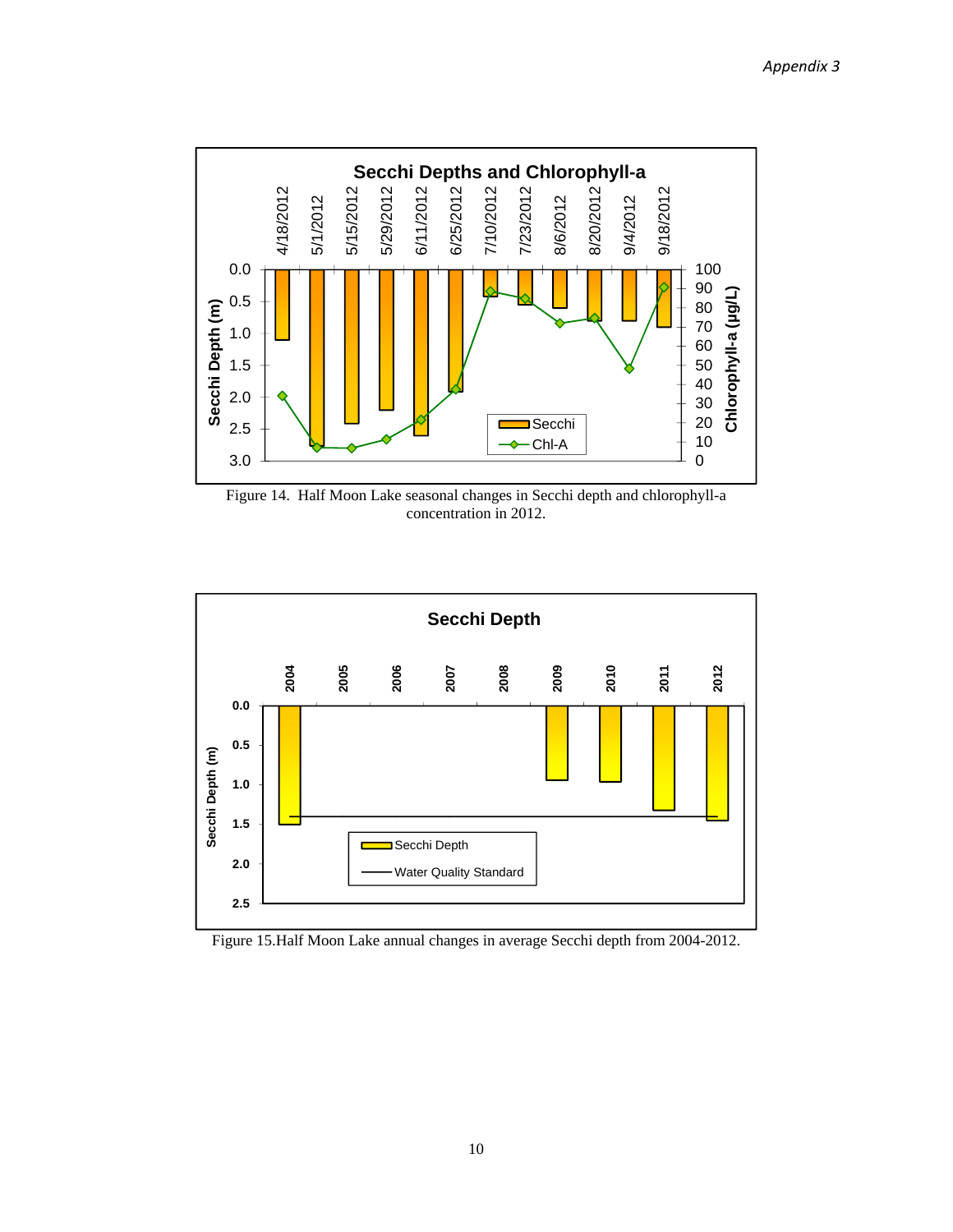**Secchi Depths and Chlorophyll-a**

Figure 14. Half Moon Lake seasonal changes in Secchi depth and chlorophyll-a concentration in 2012.

**Secchi Depth**

Figure 15.Half Moon Lake annual changes in average Secchi depth from 2004-2012.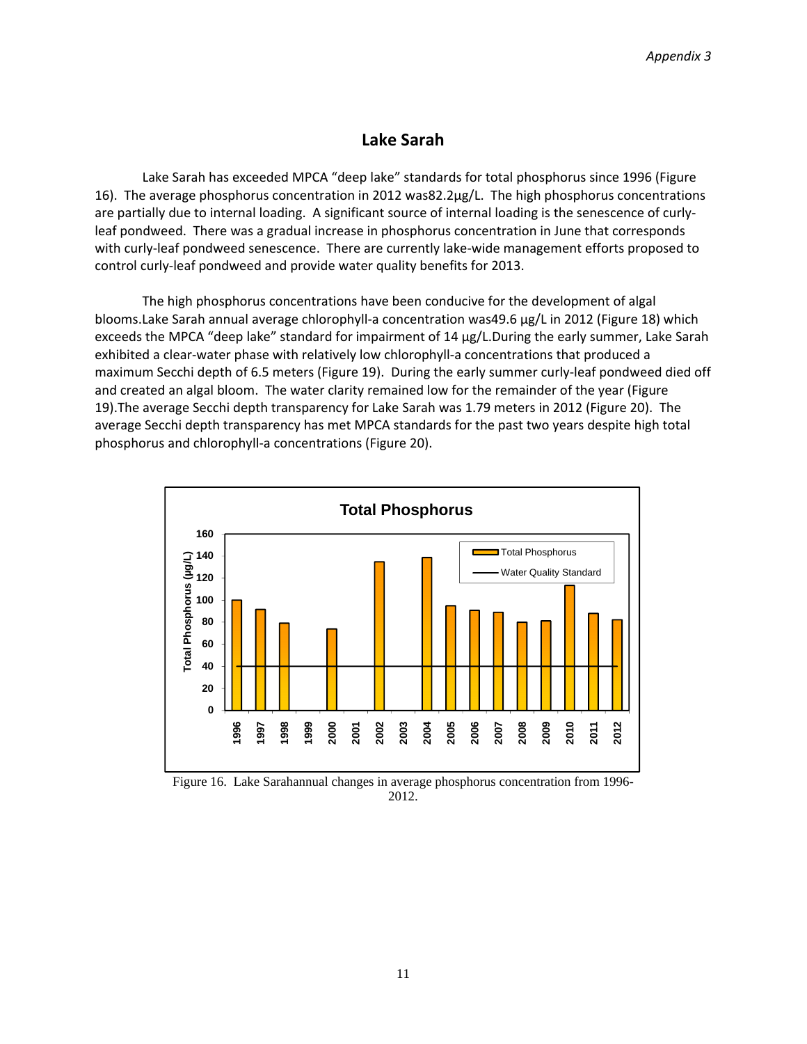## Lake Sarah

Lake Sarah has exceeded MPCA “deep lake” standards for total phosphorus since 1996 (Figure 16). The average phosphorus concentration in 2012 was82.2μg/L. The high phosphorus concentrations are partially due to internal loading. A significant source of internal loading is the senescence of curly-leaf pondweed. There was a gradual increase in phosphorus concentration in June that corresponds with curly-leaf pondweed senescence. There are currently lake-wide management efforts proposed to control curly-leaf pondweed and provide water quality benefits for 2013.

The high phosphorus concentrations have been conducive for the development of algal blooms.Lake Sarah annual average chlorophyll-a concentration was49.6 μg/L in 2012 (Figure 18) which exceeds the MPCA “deep lake” standard for impairment of 14 μg/L.During the early summer, Lake Sarah exhibited a clear-water phase with relatively low chlorophyll-a concentrations that produced a maximum Secchi depth of 6.5 meters (Figure 19). During the early summer curly-leaf pondweed died off and created an algal bloom. The water clarity remained low for the remainder of the year (Figure 19).The average Secchi depth transparency for Lake Sarah was 1.79 meters in 2012 (Figure 20). The average Secchi depth transparency has met MPCA standards for the past two years despite high total phosphorus and chlorophyll-a concentrations (Figure 20).

Figure 16. Lake Sarahannual changes in average phosphorus concentration from 1996-2012.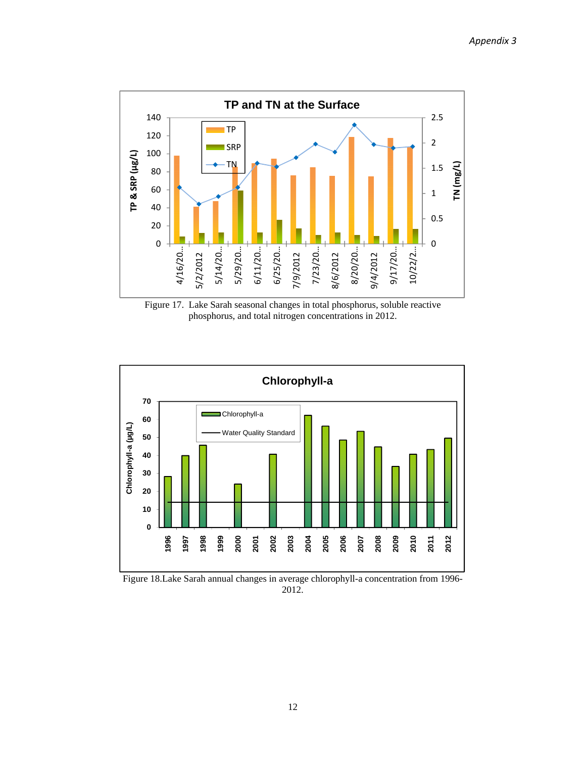Figure 17. Lake Sarah seasonal changes in total phosphorus, soluble reactive phosphorus, and total nitrogen concentrations in 2012.

Figure 18.Lake Sarah annual changes in average chlorophyll-a concentration from 1996-2012.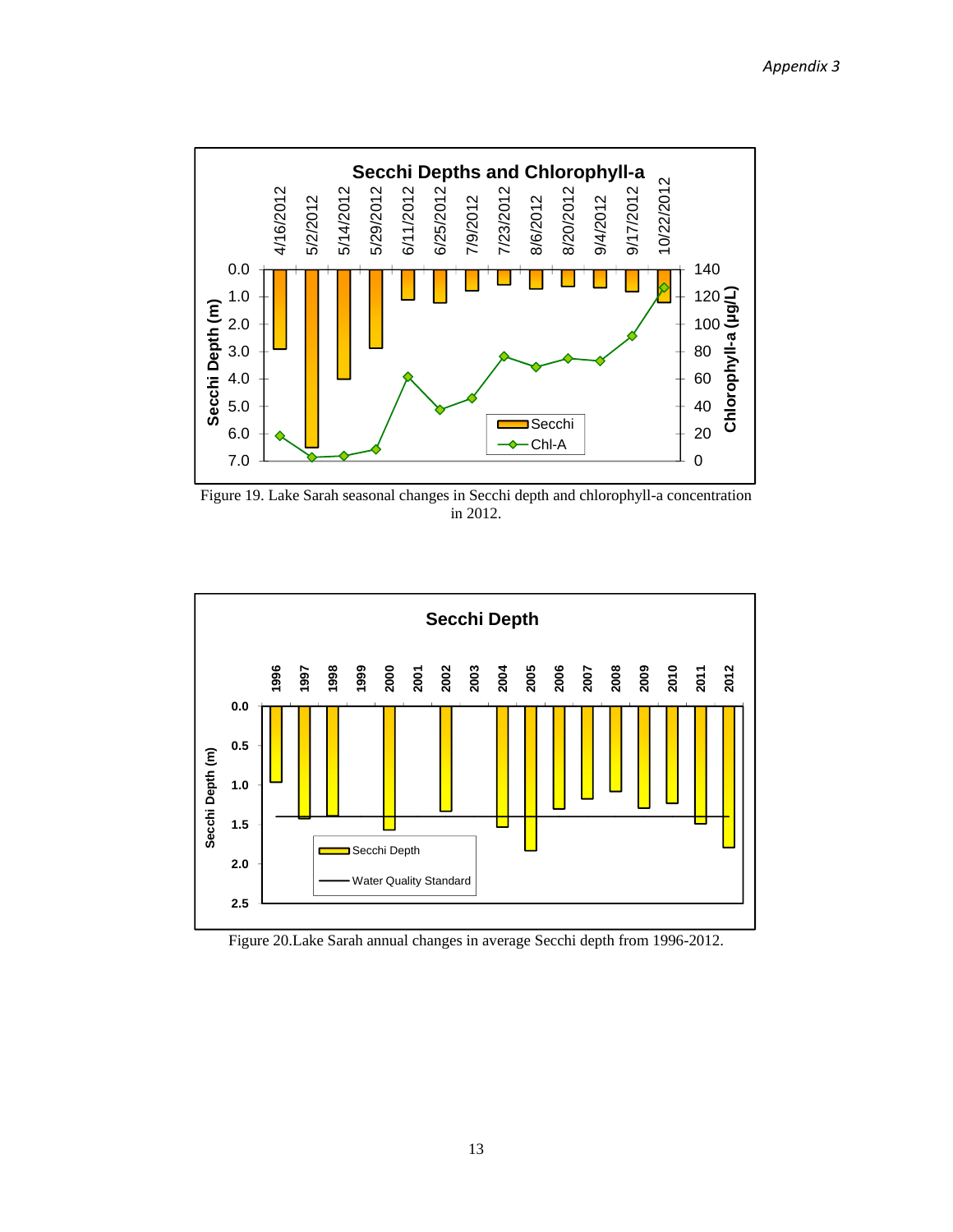Figure 19. Lake Sarah seasonal changes in Secchi depth and chlorophyll-a concentration in 2012.

Figure 20.Lake Sarah annual changes in average Secchi depth from 1996-2012.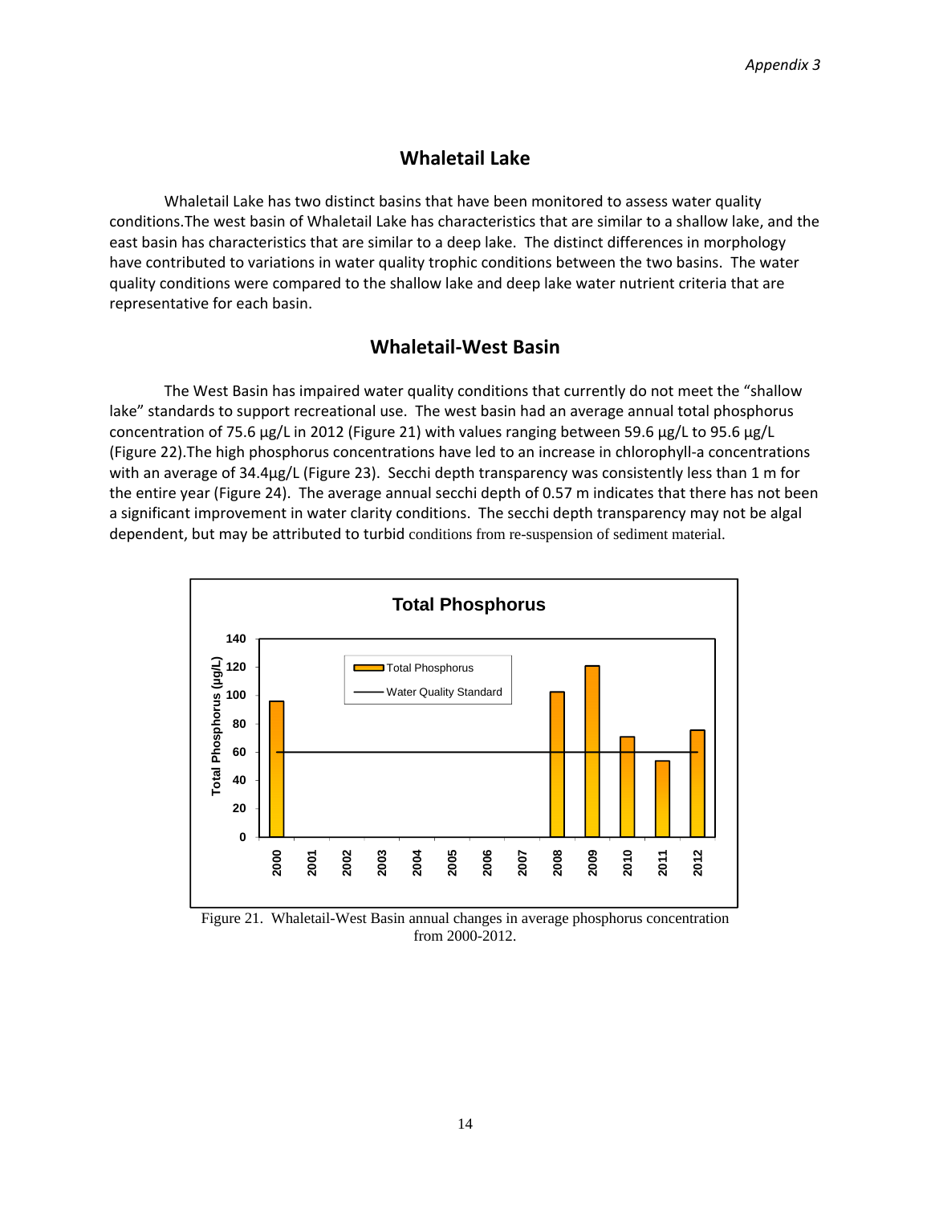## Whaletail Lake

Whaletail Lake has two distinct basins that have been monitored to assess water quality conditions.The west basin of Whaletail Lake has characteristics that are similar to a shallow lake, and the east basin has characteristics that are similar to a deep lake. The distinct differences in morphology have contributed to variations in water quality trophic conditions between the two basins. The water quality conditions were compared to the shallow lake and deep lake water nutrient criteria that are representative for each basin.

### Whaletail-West Basin

The West Basin has impaired water quality conditions that currently do not meet the "shallow lake" standards to support recreational use. The west basin had an average annual total phosphorus concentration of 75.6 µg/L in 2012 (Figure 21) with values ranging between 59.6 µg/L to 95.6 µg/L (Figure 22).The high phosphorus concentrations have led to an increase in chlorophyll-a concentrations with an average of 34.4µg/L (Figure 23). Secchi depth transparency was consistently less than 1 m for the entire year (Figure 24). The average annual secchi depth of 0.57 m indicates that there has not been a significant improvement in water clarity conditions. The secchi depth transparency may not be algal dependent, but may be attributed to turbid conditions from re-suspension of sediment material.

Figure 21. Whaletail-West Basin annual changes in average phosphorus concentration from 2000-2012.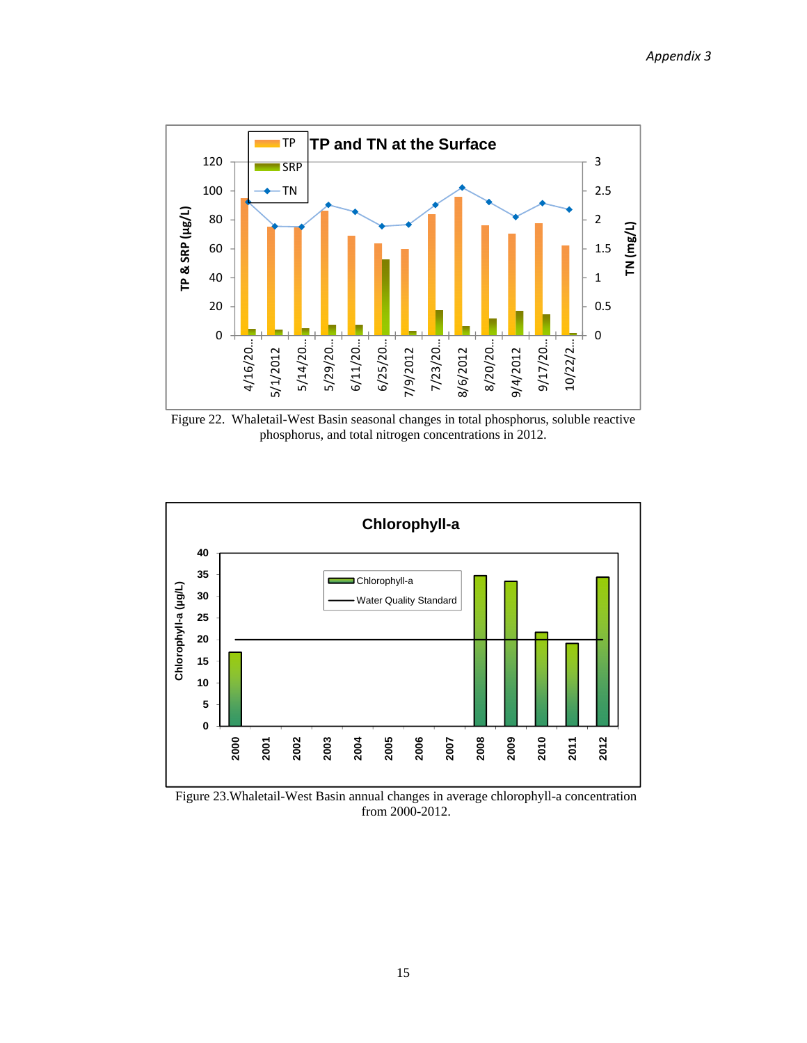Figure 22. Whaletail-West Basin seasonal changes in total phosphorus, soluble reactive phosphorus, and total nitrogen concentrations in 2012.

Figure 23.Whaletail-West Basin annual changes in average chlorophyll-a concentration from 2000-2012.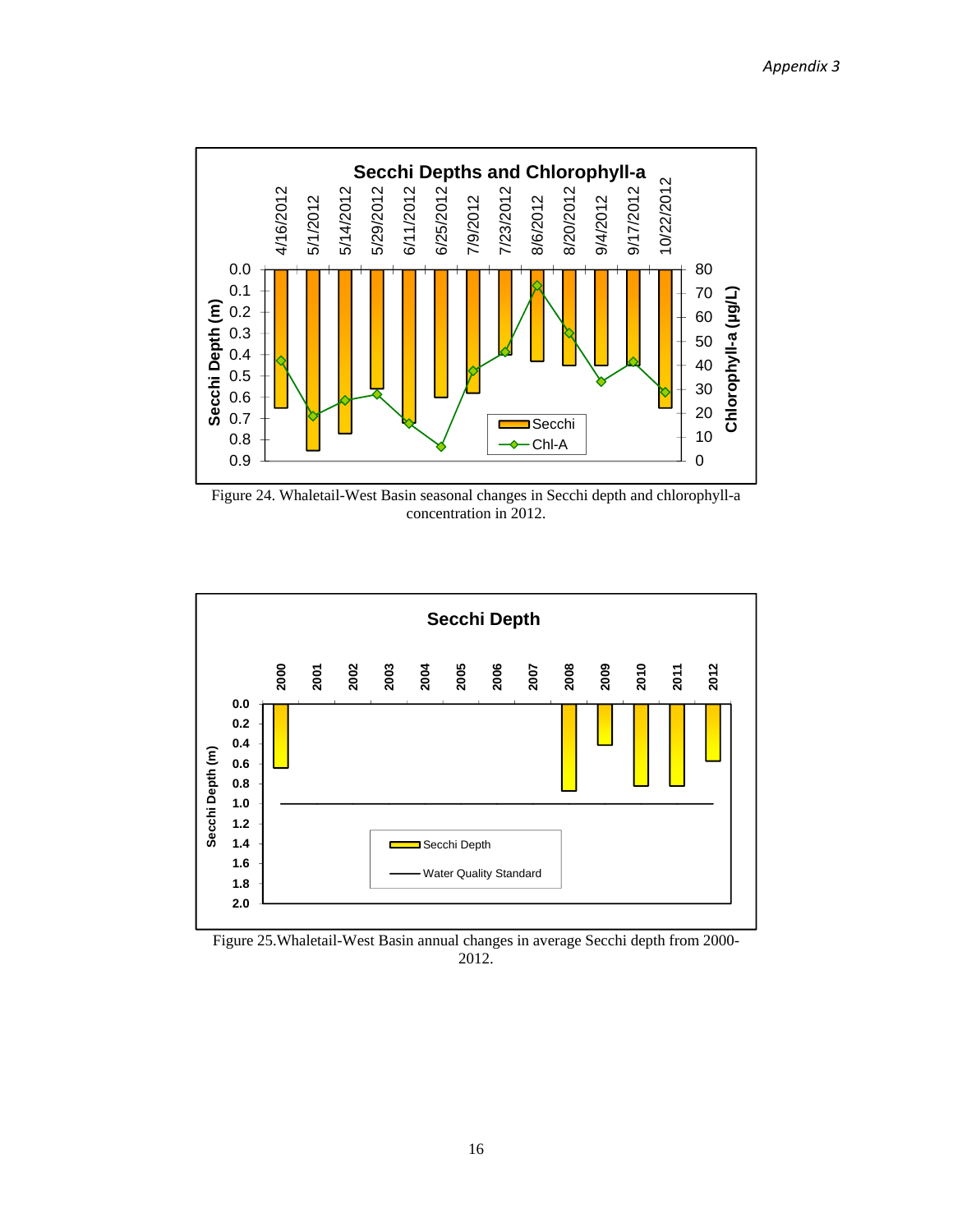Figure 24. Whaletail-West Basin seasonal changes in Secchi depth and chlorophyll-a concentration in 2012.

Figure 25.Whaletail-West Basin annual changes in average Secchi depth from 2000-2012.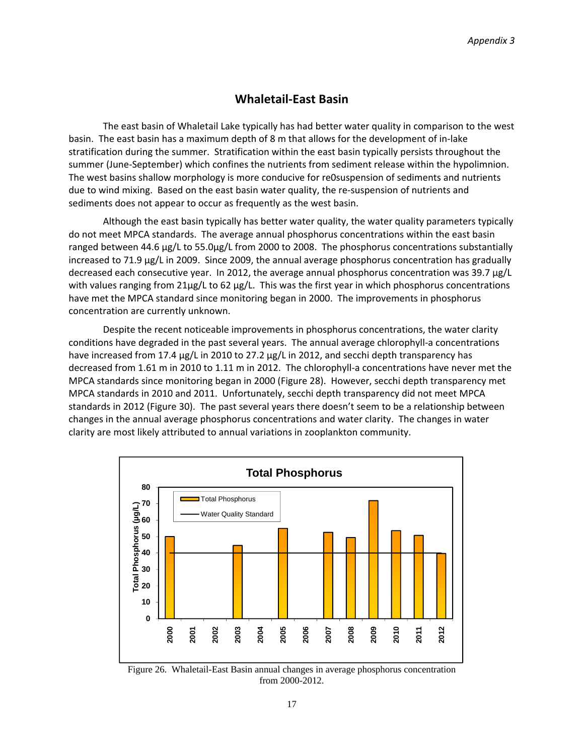## Whaletail-East Basin

The east basin of Whaletail Lake typically has had better water quality in comparison to the west basin. The east basin has a maximum depth of 8 m that allows for the development of in-lake stratification during the summer. Stratification within the east basin typically persists throughout the summer (June-September) which confines the nutrients from sediment release within the hypolimnion. The west basins shallow morphology is more conducive for re0suspension of sediments and nutrients due to wind mixing. Based on the east basin water quality, the re-suspension of nutrients and sediments does not appear to occur as frequently as the west basin.

Although the east basin typically has better water quality, the water quality parameters typically do not meet MPCA standards. The average annual phosphorus concentrations within the east basin ranged between 44.6 µg/L to 55.0µg/L from 2000 to 2008. The phosphorus concentrations substantially increased to 71.9 µg/L in 2009. Since 2009, the annual average phosphorus concentration has gradually decreased each consecutive year. In 2012, the average annual phosphorus concentration was 39.7 µg/L with values ranging from 21µg/L to 62 µg/L. This was the first year in which phosphorus concentrations have met the MPCA standard since monitoring began in 2000. The improvements in phosphorus concentration are currently unknown.

Despite the recent noticeable improvements in phosphorus concentrations, the water clarity conditions have degraded in the past several years. The annual average chlorophyll-a concentrations have increased from 17.4 µg/L in 2010 to 27.2 µg/L in 2012, and secchi depth transparency has decreased from 1.61 m in 2010 to 1.11 m in 2012. The chlorophyll-a concentrations have never met the MPCA standards since monitoring began in 2000 (Figure 28). However, secchi depth transparency met MPCA standards in 2010 and 2011. Unfortunately, secchi depth transparency did not meet MPCA standards in 2012 (Figure 30). The past several years there doesn't seem to be a relationship between changes in the annual average phosphorus concentrations and water clarity. The changes in water clarity are most likely attributed to annual variations in zooplankton community.

Figure 26. Whaletail-East Basin annual changes in average phosphorus concentration from 2000-2012.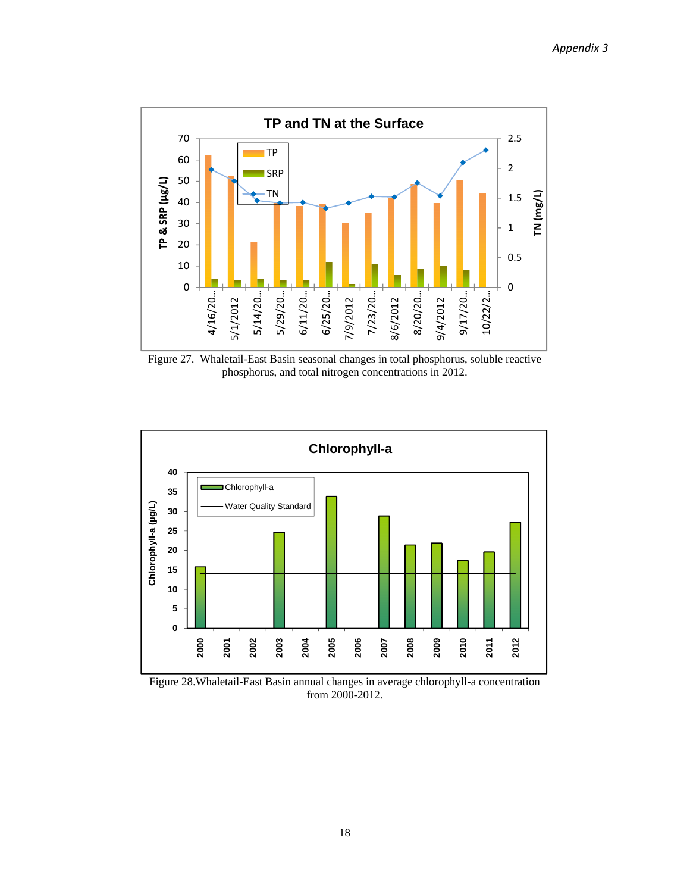Figure 27. Whaletail-East Basin seasonal changes in total phosphorus, soluble reactive phosphorus, and total nitrogen concentrations in 2012.

Figure 28.Whaletail-East Basin annual changes in average chlorophyll-a concentration from 2000-2012.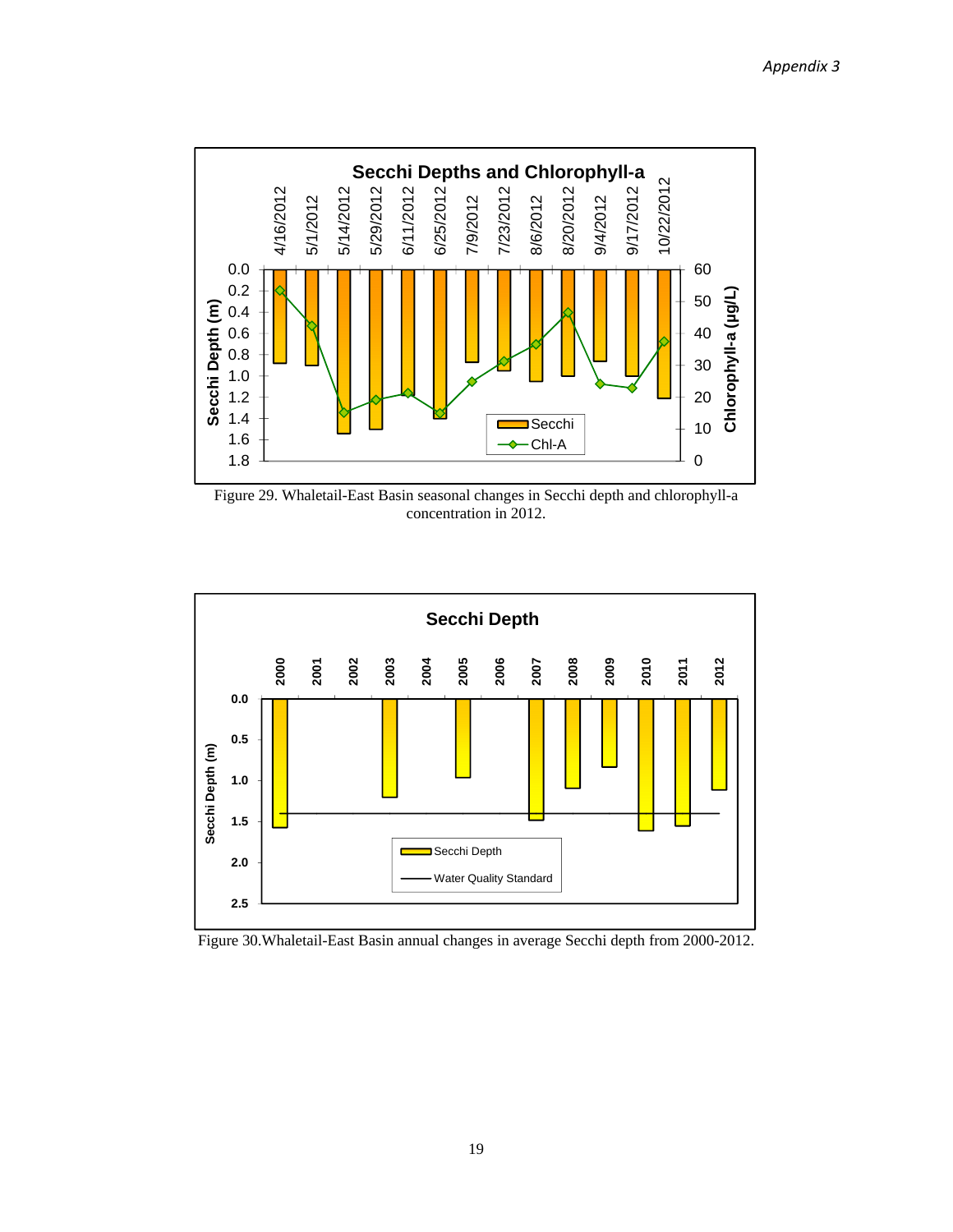*Appendix 3*

**Secchi Depths and Chlorophyll-a**

4/16/2012
5/1/2012
5/14/2012
5/29/2012
6/11/2012
6/25/2012
7/9/2012
7/23/2012
8/6/2012
8/20/2012
9/4/2012
9/17/2012
10/22/2012

Secchi Depth (m)
0.0
0.2
0.4
0.6
0.8
1.0
1.2
1.4
1.6
1.8

Chlorophyll-a (µg/L)
60
50
40
30
20
10
0

Secchi
Chl-A

Figure 29. Whaletail-East Basin seasonal changes in Secchi depth and chlorophyll-a concentration in 2012.

**Secchi Depth**

2000
2001
2002
2003
2004
2005
2006
2007
2008
2009
2010
2011
2012

Secchi Depth (m)
0.0
0.5
1.0
1.5
2.0
2.5

Secchi Depth
Water Quality Standard

Figure 30.Whaletail-East Basin annual changes in average Secchi depth from 2000-2012.